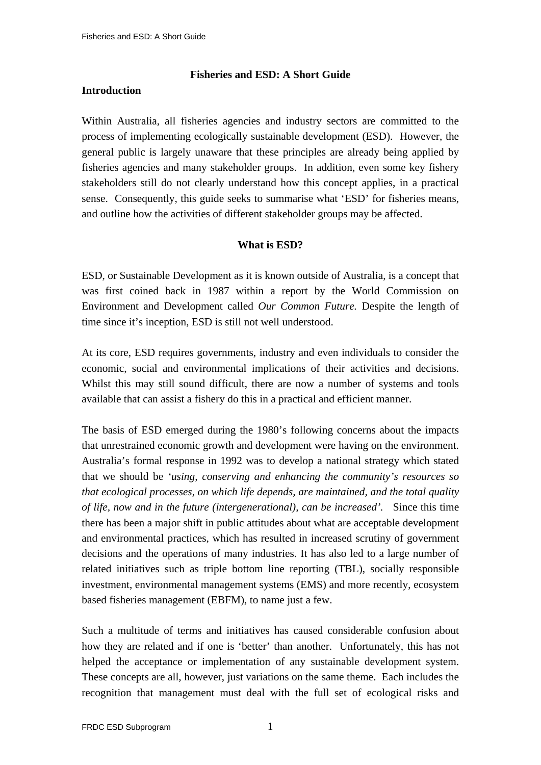# Fisheries and ESD: A Short Guide

## Introduction

Within Australia, all fisheries agencies and industry sectors are committed to the process of implementing ecologically sustainable development (ESD). However, the general public is largely unaware that these principles are already being applied by fisheries agencies and many stakeholder groups. In addition, even some key fishery stakeholders still do not clearly understand how this concept applies, in a practical sense. Consequently, this guide seeks to summarise what 'ESD' for fisheries means, and outline how the activities of different stakeholder groups may be affected.

## What is ESD?

ESD, or Sustainable Development as it is known outside of Australia, is a concept that was first coined back in 1987 within a report by the World Commission on Environment and Development called *Our Common Future.* Despite the length of time since it's inception, ESD is still not well understood.

At its core, ESD requires governments, industry and even individuals to consider the economic, social and environmental implications of their activities and decisions. Whilst this may still sound difficult, there are now a number of systems and tools available that can assist a fishery do this in a practical and efficient manner.

The basis of ESD emerged during the 1980's following concerns about the impacts that unrestrained economic growth and development were having on the environment. Australia's formal response in 1992 was to develop a national strategy which stated that we should be *'using, conserving and enhancing the community's resources so that ecological processes, on which life depends, are maintained, and the total quality of life, now and in the future (intergenerational), can be increased'.* Since this time there has been a major shift in public attitudes about what are acceptable development and environmental practices, which has resulted in increased scrutiny of government decisions and the operations of many industries. It has also led to a large number of related initiatives such as triple bottom line reporting (TBL), socially responsible investment, environmental management systems (EMS) and more recently, ecosystem based fisheries management (EBFM), to name just a few.

Such a multitude of terms and initiatives has caused considerable confusion about how they are related and if one is 'better' than another. Unfortunately, this has not helped the acceptance or implementation of any sustainable development system. These concepts are all, however, just variations on the same theme. Each includes the recognition that management must deal with the full set of ecological risks and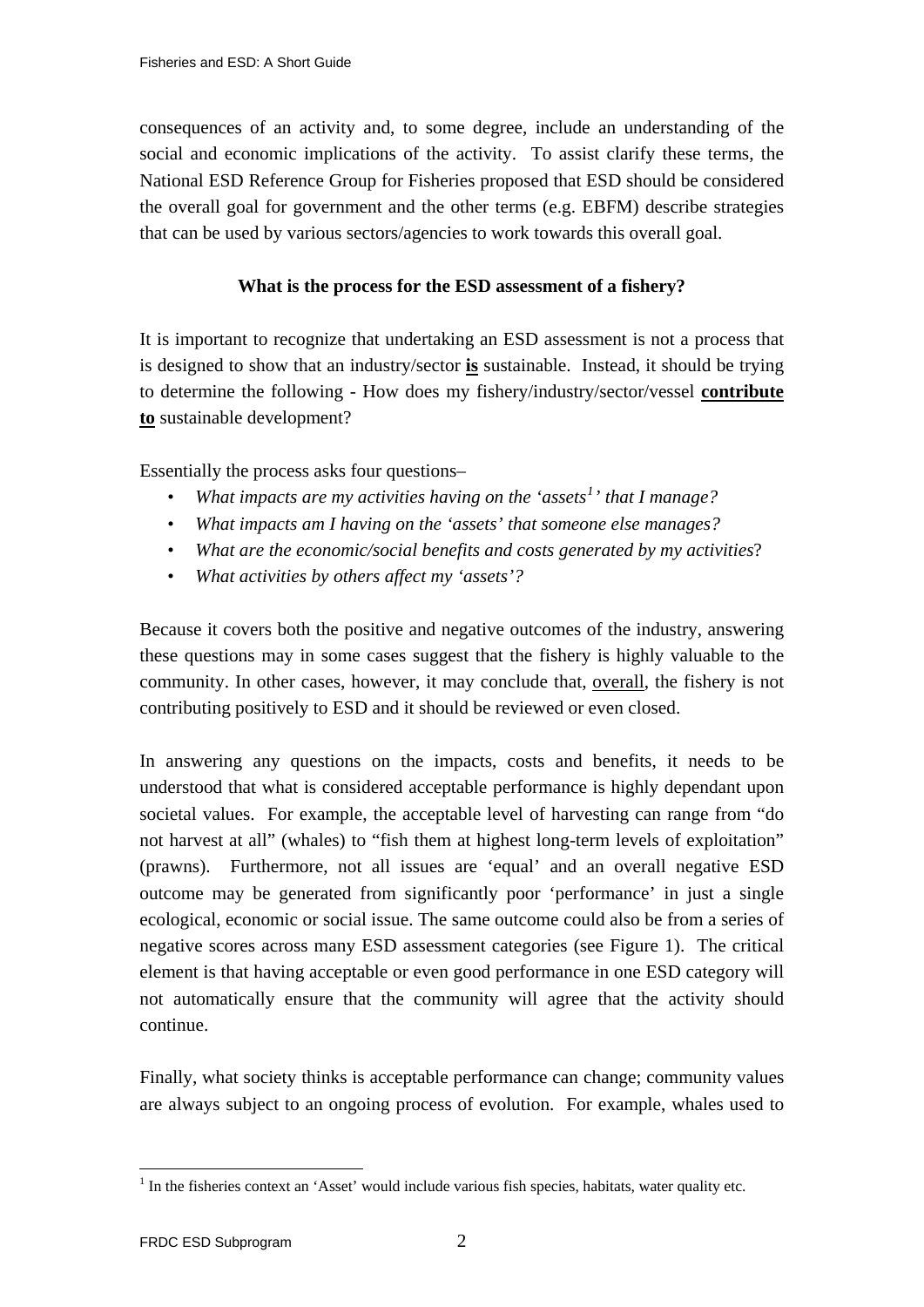consequences of an activity and, to some degree, include an understanding of the social and economic implications of the activity. To assist clarify these terms, the National ESD Reference Group for Fisheries proposed that ESD should be considered the overall goal for government and the other terms (e.g. EBFM) describe strategies that can be used by various sectors/agencies to work towards this overall goal.

### What is the process for the ESD assessment of a fishery?

It is important to recognize that undertaking an ESD assessment is not a process that is designed to show that an industry/sector **<u>is</u>** sustainable. Instead, it should be trying to determine the following - How does my fishery/industry/sector/vessel **<u>contribute to</u>** sustainable development?

Essentially the process asks four questions–

- *What impacts are my activities having on the 'assets[1]' that I manage?*
- *What impacts am I having on the 'assets' that someone else manages?*
- *What are the economic/social benefits and costs generated by my activities*?
- *What activities by others affect my 'assets'?*

Because it covers both the positive and negative outcomes of the industry, answering these questions may in some cases suggest that the fishery is highly valuable to the community. In other cases, however, it may conclude that, <u>overall</u>, the fishery is not contributing positively to ESD and it should be reviewed or even closed.

In answering any questions on the impacts, costs and benefits, it needs to be understood that what is considered acceptable performance is highly dependant upon societal values. For example, the acceptable level of harvesting can range from "do not harvest at all" (whales) to "fish them at highest long-term levels of exploitation" (prawns). Furthermore, not all issues are 'equal' and an overall negative ESD outcome may be generated from significantly poor 'performance' in just a single ecological, economic or social issue. The same outcome could also be from a series of negative scores across many ESD assessment categories (see Figure 1). The critical element is that having acceptable or even good performance in one ESD category will not automatically ensure that the community will agree that the activity should continue.

Finally, what society thinks is acceptable performance can change; community values are always subject to an ongoing process of evolution. For example, whales used to

---

[1] In the fisheries context an 'Asset' would include various fish species, habitats, water quality etc.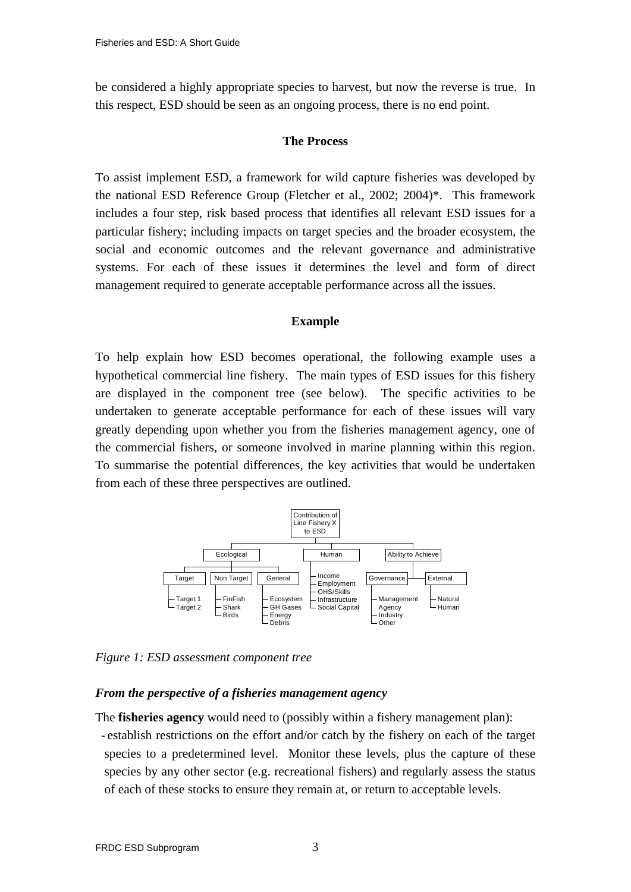be considered a highly appropriate species to harvest, but now the reverse is true. In this respect, ESD should be seen as an ongoing process, there is no end point.

### The Process

To assist implement ESD, a framework for wild capture fisheries was developed by the national ESD Reference Group (Fletcher et al., 2002; 2004)*. This framework includes a four step, risk based process that identifies all relevant ESD issues for a particular fishery; including impacts on target species and the broader ecosystem, the social and economic outcomes and the relevant governance and administrative systems. For each of these issues it determines the level and form of direct management required to generate acceptable performance across all the issues.

### Example

To help explain how ESD becomes operational, the following example uses a hypothetical commercial line fishery. The main types of ESD issues for this fishery are displayed in the component tree (see below). The specific activities to be undertaken to generate acceptable performance for each of these issues will vary greatly depending upon whether you from the fisheries management agency, one of the commercial fishers, or someone involved in marine planning within this region. To summarise the potential differences, the key activities that would be undertaken from each of these three perspectives are outlined.

*Figure 1: ESD assessment component tree*

#### *From the perspective of a fisheries management agency*

The **fisheries agency** would need to (possibly within a fishery management plan):

- establish restrictions on the effort and/or catch by the fishery on each of the target species to a predetermined level. Monitor these levels, plus the capture of these species by any other sector (e.g. recreational fishers) and regularly assess the status of each of these stocks to ensure they remain at, or return to acceptable levels.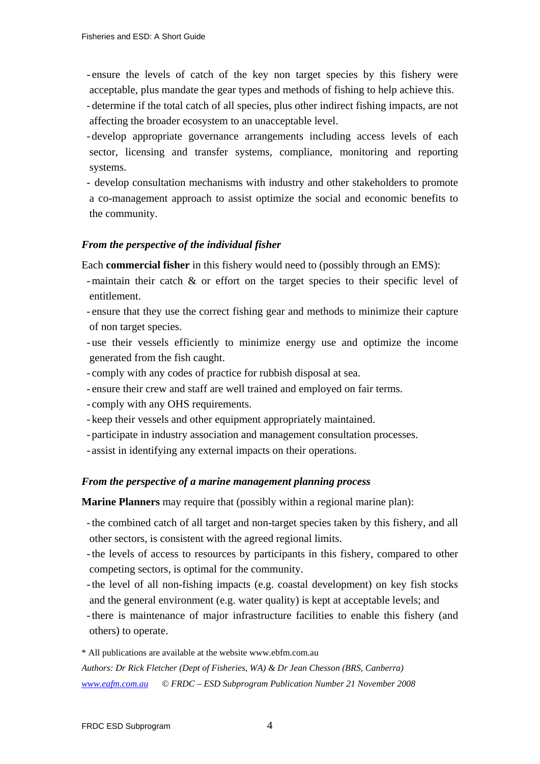- ensure the levels of catch of the key non target species by this fishery were acceptable, plus mandate the gear types and methods of fishing to help achieve this.
- determine if the total catch of all species, plus other indirect fishing impacts, are not affecting the broader ecosystem to an unacceptable level.
- develop appropriate governance arrangements including access levels of each sector, licensing and transfer systems, compliance, monitoring and reporting systems.
- develop consultation mechanisms with industry and other stakeholders to promote a co-management approach to assist optimize the social and economic benefits to the community.

***From the perspective of the individual fisher***

Each **commercial fisher** in this fishery would need to (possibly through an EMS):

- maintain their catch & or effort on the target species to their specific level of entitlement.
- ensure that they use the correct fishing gear and methods to minimize their capture of non target species.
- use their vessels efficiently to minimize energy use and optimize the income generated from the fish caught.
- comply with any codes of practice for rubbish disposal at sea.
- ensure their crew and staff are well trained and employed on fair terms.
- comply with any OHS requirements.
- keep their vessels and other equipment appropriately maintained.
- participate in industry association and management consultation processes.
- assist in identifying any external impacts on their operations.

***From the perspective of a marine management planning process***

**Marine Planners** may require that (possibly within a regional marine plan):

- the combined catch of all target and non-target species taken by this fishery, and all other sectors, is consistent with the agreed regional limits.
- the levels of access to resources by participants in this fishery, compared to other competing sectors, is optimal for the community.
- the level of all non-fishing impacts (e.g. coastal development) on key fish stocks and the general environment (e.g. water quality) is kept at acceptable levels; and
- there is maintenance of major infrastructure facilities to enable this fishery (and others) to operate.

* All publications are available at the website www.ebfm.com.au

*Authors: Dr Rick Fletcher (Dept of Fisheries, WA) & Dr Jean Chesson (BRS, Canberra)*

*www.eafm.com.au* *© FRDC – ESD Subprogram Publication Number 21 November 2008*